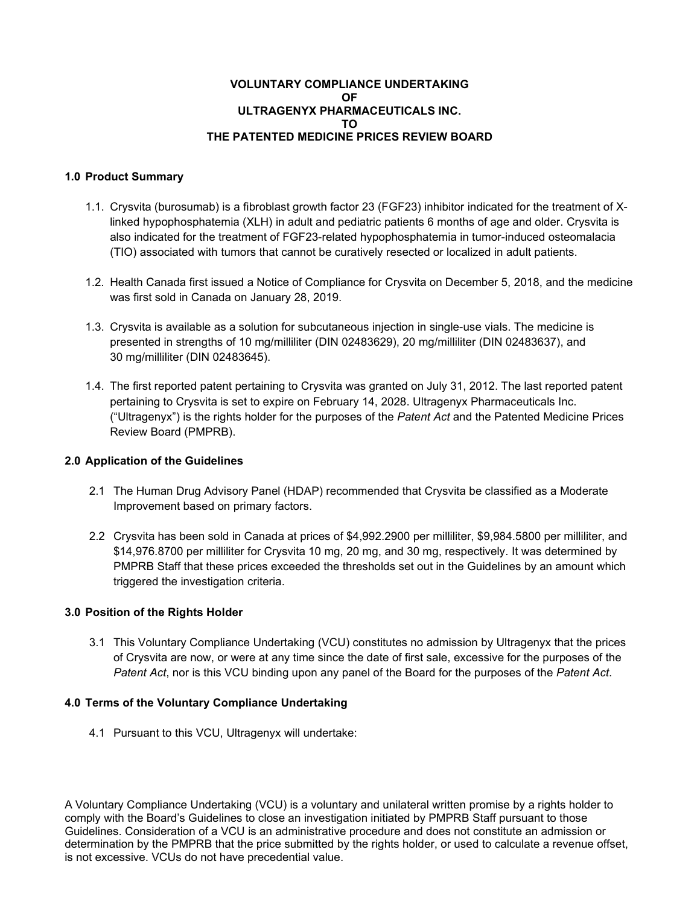# VOLUNTARY COMPLIANCE UNDERTAKING OF ULTRAGENYX PHARMACEUTICALS INC. TO THE PATENTED MEDICINE PRICES REVIEW BOARD

## 1.0 Product Summary

1.1. Crysvita (burosumab) is a fibroblast growth factor 23 (FGF23) inhibitor indicated for the treatment of X-linked hypophosphatemia (XLH) in adult and pediatric patients 6 months of age and older. Crysvita is also indicated for the treatment of FGF23-related hypophosphatemia in tumor-induced osteomalacia (TIO) associated with tumors that cannot be curatively resected or localized in adult patients.

1.2. Health Canada first issued a Notice of Compliance for Crysvita on December 5, 2018, and the medicine was first sold in Canada on January 28, 2019.

1.3. Crysvita is available as a solution for subcutaneous injection in single-use vials. The medicine is presented in strengths of 10 mg/milliliter (DIN 02483629), 20 mg/milliliter (DIN 02483637), and 30 mg/milliliter (DIN 02483645).

1.4. The first reported patent pertaining to Crysvita was granted on July 31, 2012. The last reported patent pertaining to Crysvita is set to expire on February 14, 2028. Ultragenyx Pharmaceuticals Inc. ("Ultragenyx") is the rights holder for the purposes of the *Patent Act* and the Patented Medicine Prices Review Board (PMPRB).

## 2.0 Application of the Guidelines

2.1 The Human Drug Advisory Panel (HDAP) recommended that Crysvita be classified as a Moderate Improvement based on primary factors.

2.2 Crysvita has been sold in Canada at prices of $4,992.2900 per milliliter, $9,984.5800 per milliliter, and $14,976.8700 per milliliter for Crysvita 10 mg, 20 mg, and 30 mg, respectively. It was determined by PMPRB Staff that these prices exceeded the thresholds set out in the Guidelines by an amount which triggered the investigation criteria.

## 3.0 Position of the Rights Holder

3.1 This Voluntary Compliance Undertaking (VCU) constitutes no admission by Ultragenyx that the prices of Crysvita are now, or were at any time since the date of first sale, excessive for the purposes of the *Patent Act*, nor is this VCU binding upon any panel of the Board for the purposes of the *Patent Act*.

## 4.0 Terms of the Voluntary Compliance Undertaking

4.1 Pursuant to this VCU, Ultragenyx will undertake:

A Voluntary Compliance Undertaking (VCU) is a voluntary and unilateral written promise by a rights holder to comply with the Board's Guidelines to close an investigation initiated by PMPRB Staff pursuant to those Guidelines. Consideration of a VCU is an administrative procedure and does not constitute an admission or determination by the PMPRB that the price submitted by the rights holder, or used to calculate a revenue offset, is not excessive. VCUs do not have precedential value.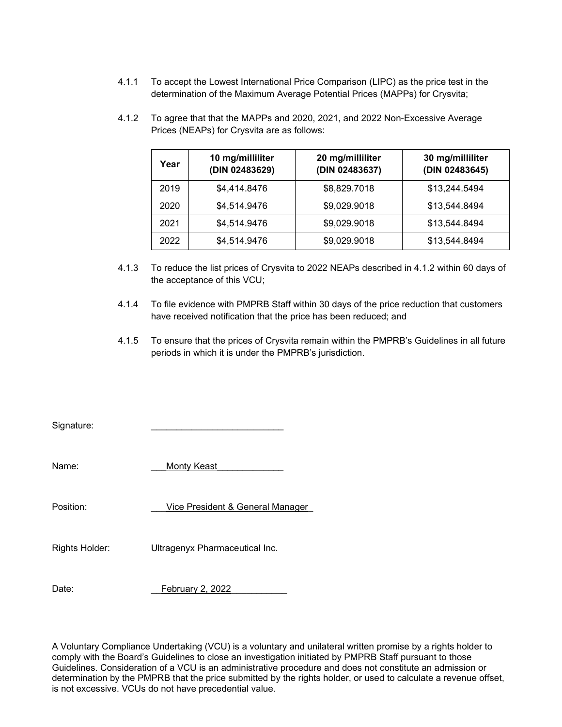4.1.1 To accept the Lowest International Price Comparison (LIPC) as the price test in the determination of the Maximum Average Potential Prices (MAPPs) for Crysvita;

4.1.2 To agree that that the MAPPs and 2020, 2021, and 2022 Non-Excessive Average Prices (NEAPs) for Crysvita are as follows:

| Year | 10 mg/milliliter (DIN 02483629) | 20 mg/milliliter (DIN 02483637) | 30 mg/milliliter (DIN 02483645) |
|---|---|---|---|
| 2019 | $4,414.8476 | $8,829.7018 | $13,244.5494 |
| 2020 | $4,514.9476 | $9,029.9018 | $13,544.8494 |
| 2021 | $4,514.9476 | $9,029.9018 | $13,544.8494 |
| 2022 | $4,514.9476 | $9,029.9018 | $13,544.8494 |

4.1.3 To reduce the list prices of Crysvita to 2022 NEAPs described in 4.1.2 within 60 days of the acceptance of this VCU;

4.1.4 To file evidence with PMPRB Staff within 30 days of the price reduction that customers have received notification that the price has been reduced; and

4.1.5 To ensure that the prices of Crysvita remain within the PMPRB's Guidelines in all future periods in which it is under the PMPRB's jurisdiction.

Signature: ___________________________

Name: Monty Keast

Position: Vice President & General Manager

Rights Holder: Ultragenyx Pharmaceutical Inc.

Date: February 2, 2022

A Voluntary Compliance Undertaking (VCU) is a voluntary and unilateral written promise by a rights holder to comply with the Board's Guidelines to close an investigation initiated by PMPRB Staff pursuant to those Guidelines. Consideration of a VCU is an administrative procedure and does not constitute an admission or determination by the PMPRB that the price submitted by the rights holder, or used to calculate a revenue offset, is not excessive. VCUs do not have precedential value.